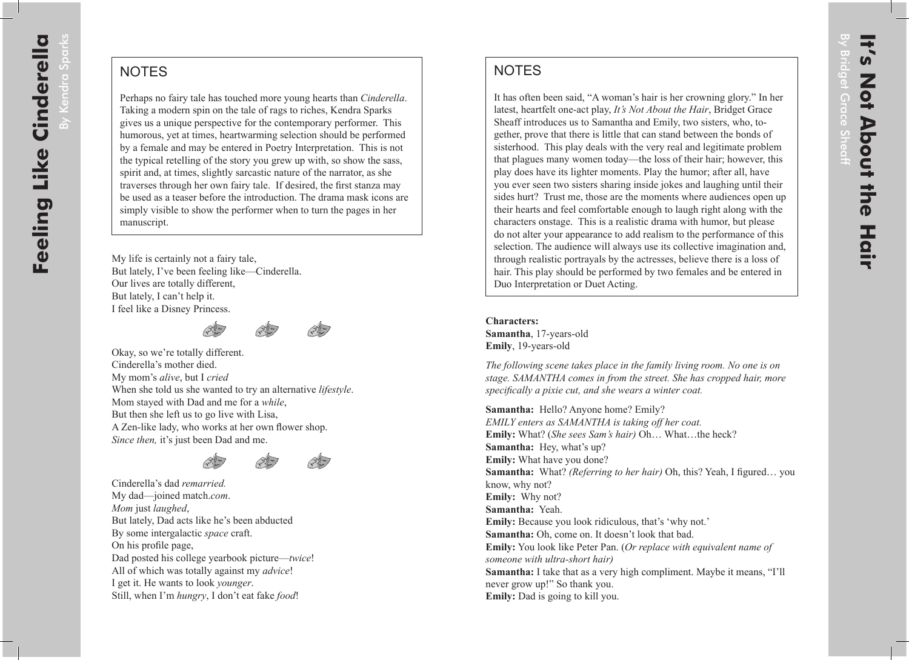# Feeling Like Cinderella

By Kendra Sparks

## NOTES

Perhaps no fairy tale has touched more young hearts than *Cinderella*. Taking a modern spin on the tale of rags to riches, Kendra Sparks gives us a unique perspective for the contemporary performer. This humorous, yet at times, heartwarming selection should be performed by a female and may be entered in Poetry Interpretation. This is not the typical retelling of the story you grew up with, so show the sass, spirit and, at times, slightly sarcastic nature of the narrator, as she traverses through her own fairy tale. If desired, the first stanza may be used as a teaser before the introduction. The drama mask icons are simply visible to show the performer when to turn the pages in her manuscript.

My life is certainly not a fairy tale,
But lately, I've been feeling like—Cinderella.
Our lives are totally different,
But lately, I can't help it.
I feel like a Disney Princess.

Okay, so we're totally different.
Cinderella's mother died.
My mom's *alive*, but I *cried*
When she told us she wanted to try an alternative *lifestyle*.
Mom stayed with Dad and me for a *while*,
But then she left us to go live with Lisa,
A Zen-like lady, who works at her own flower shop.
*Since then,* it's just been Dad and me.

Cinderella's dad *remarried.*
My dad—joined match.*com*.
*Mom* just *laughed*,
But lately, Dad acts like he's been abducted
By some intergalactic *space* craft.
On his profile page,
Dad posted his college yearbook picture—*twice*!
All of which was totally against my *advice*!
I get it. He wants to look *younger*.
Still, when I'm *hungry*, I don't eat fake *food*!

# It's Not About the Hair

By Bridget Grace Sheaff

## NOTES

It has often been said, "A woman's hair is her crowning glory." In her latest, heartfelt one-act play, *It's Not About the Hair*, Bridget Grace Sheaff introduces us to Samantha and Emily, two sisters, who, together, prove that there is little that can stand between the bonds of sisterhood. This play deals with the very real and legitimate problem that plagues many women today—the loss of their hair; however, this play does have its lighter moments. Play the humor; after all, have you ever seen two sisters sharing inside jokes and laughing until their sides hurt? Trust me, those are the moments where audiences open up their hearts and feel comfortable enough to laugh right along with the characters onstage. This is a realistic drama with humor, but please do not alter your appearance to add realism to the performance of this selection. The audience will always use its collective imagination and, through realistic portrayals by the actresses, believe there is a loss of hair. This play should be performed by two females and be entered in Duo Interpretation or Duet Acting.

**Characters:**
**Samantha**, 17-years-old
**Emily**, 19-years-old

*The following scene takes place in the family living room. No one is on stage. SAMANTHA comes in from the street. She has cropped hair, more specifically a pixie cut, and she wears a winter coat.*

**Samantha:** Hello? Anyone home? Emily?
*EMILY enters as SAMANTHA is taking off her coat.*
**Emily:** What? (*She sees Sam's hair)* Oh… What…the heck?
**Samantha:** Hey, what's up?
**Emily:** What have you done?
**Samantha:** What? *(Referring to her hair)* Oh, this? Yeah, I figured… you know, why not?
**Emily:** Why not?
**Samantha:** Yeah.
**Emily:** Because you look ridiculous, that's 'why not.'
**Samantha:** Oh, come on. It doesn't look that bad.
**Emily:** You look like Peter Pan. (*Or replace with equivalent name of someone with ultra-short hair)*
**Samantha:** I take that as a very high compliment. Maybe it means, "I'll never grow up!" So thank you.
**Emily:** Dad is going to kill you.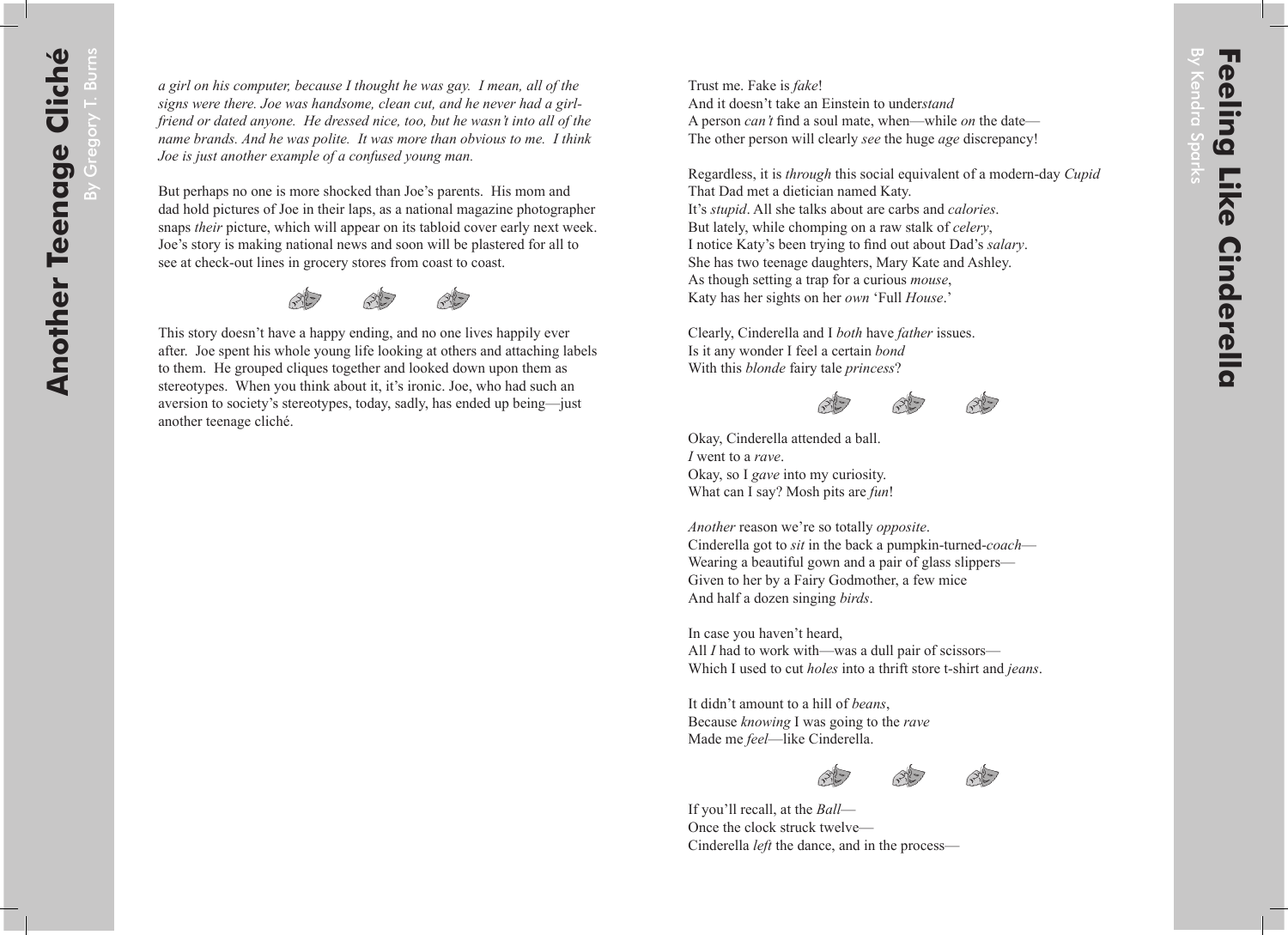# Another Teenage Cliché

By Gregory T. Burns

*a girl on his computer, because I thought he was gay. I mean, all of the signs were there. Joe was handsome, clean cut, and he never had a girlfriend or dated anyone. He dressed nice, too, but he wasn't into all of the name brands. And he was polite. It was more than obvious to me. I think Joe is just another example of a confused young man.*

But perhaps no one is more shocked than Joe's parents. His mom and dad hold pictures of Joe in their laps, as a national magazine photographer snaps *their* picture, which will appear on its tabloid cover early next week. Joe's story is making national news and soon will be plastered for all to see at check-out lines in grocery stores from coast to coast.

This story doesn't have a happy ending, and no one lives happily ever after. Joe spent his whole young life looking at others and attaching labels to them. He grouped cliques together and looked down upon them as stereotypes. When you think about it, it's ironic. Joe, who had such an aversion to society's stereotypes, today, sadly, has ended up being—just another teenage cliché.

# Feeling Like Cinderella

By Kendra Sparks

Trust me. Fake is *fake*!
And it doesn't take an Einstein to under*stand*
A person *can't* find a soul mate, when—while *on* the date—
The other person will clearly *see* the huge *age* discrepancy!

Regardless, it is *through* this social equivalent of a modern-day *Cupid*
That Dad met a dietician named Katy.
It's *stupid*. All she talks about are carbs and *calories*.
But lately, while chomping on a raw stalk of *celery*,
I notice Katy's been trying to find out about Dad's *salary*.
She has two teenage daughters, Mary Kate and Ashley.
As though setting a trap for a curious *mouse*,
Katy has her sights on her *own* 'Full *House*.'

Clearly, Cinderella and I *both* have *father* issues.
Is it any wonder I feel a certain *bond*
With this *blonde* fairy tale *princess*?

Okay, Cinderella attended a ball.
*I* went to a *rave*.
Okay, so I *gave* into my curiosity.
What can I say? Mosh pits are *fun*!

*Another* reason we're so totally *opposite*.
Cinderella got to *sit* in the back a pumpkin-turned-*coach*—
Wearing a beautiful gown and a pair of glass slippers—
Given to her by a Fairy Godmother, a few mice
And half a dozen singing *birds*.

In case you haven't heard,
All *I* had to work with—was a dull pair of scissors—
Which I used to cut *holes* into a thrift store t-shirt and *jeans*.

It didn't amount to a hill of *beans*,
Because *knowing* I was going to the *rave*
Made me *feel*—like Cinderella.

If you'll recall, at the *Ball*—
Once the clock struck twelve—
Cinderella *left* the dance, and in the process—